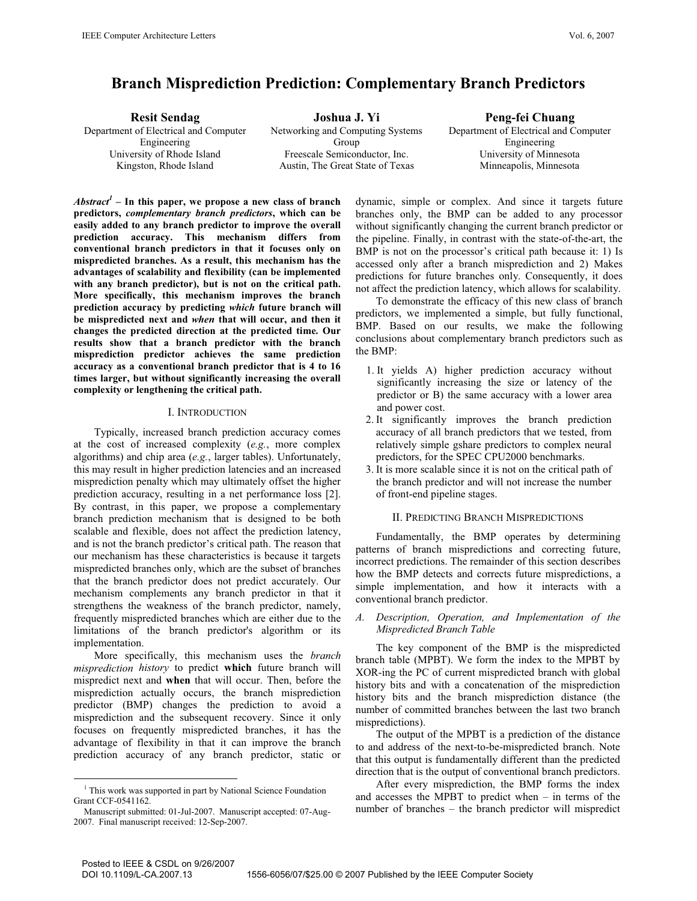# Branch Misprediction Prediction: Complementary Branch Predictors

**Resit Sendag**
Department of Electrical and Computer Engineering
University of Rhode Island
Kingston, Rhode Island

**Joshua J. Yi**
Networking and Computing Systems Group
Freescale Semiconductor, Inc.
Austin, The Great State of Texas

**Peng-fei Chuang**
Department of Electrical and Computer Engineering
University of Minnesota
Minneapolis, Minnesota

***Abstract*[1] – In this paper, we propose a new class of branch predictors, *complementary branch predictors*, which can be easily added to any branch predictor to improve the overall prediction accuracy. This mechanism differs from conventional branch predictors in that it focuses only on mispredicted branches. As a result, this mechanism has the advantages of scalability and flexibility (can be implemented with any branch predictor), but is not on the critical path. More specifically, this mechanism improves the branch prediction accuracy by predicting *which* future branch will be mispredicted next and *when* that will occur, and then it changes the predicted direction at the predicted time. Our results show that a branch predictor with the branch misprediction predictor achieves the same prediction accuracy as a conventional branch predictor that is 4 to 16 times larger, but without significantly increasing the overall complexity or lengthening the critical path.**

## I. Introduction

Typically, increased branch prediction accuracy comes at the cost of increased complexity (*e.g.*, more complex algorithms) and chip area (*e.g.*, larger tables). Unfortunately, this may result in higher prediction latencies and an increased misprediction penalty which may ultimately offset the higher prediction accuracy, resulting in a net performance loss [2]. By contrast, in this paper, we propose a complementary branch prediction mechanism that is designed to be both scalable and flexible, does not affect the prediction latency, and is not the branch predictor's critical path. The reason that our mechanism has these characteristics is because it targets mispredicted branches only, which are the subset of branches that the branch predictor does not predict accurately. Our mechanism complements any branch predictor in that it strengthens the weakness of the branch predictor, namely, frequently mispredicted branches which are either due to the limitations of the branch predictor's algorithm or its implementation.

More specifically, this mechanism uses the *branch misprediction history* to predict **which** future branch will mispredict next and **when** that will occur. Then, before the misprediction actually occurs, the branch misprediction predictor (BMP) changes the prediction to avoid a misprediction and the subsequent recovery. Since it only focuses on frequently mispredicted branches, it has the advantage of flexibility in that it can improve the branch prediction accuracy of any branch predictor, static or dynamic, simple or complex. And since it targets future branches only, the BMP can be added to any processor without significantly changing the current branch predictor or the pipeline. Finally, in contrast with the state-of-the-art, the BMP is not on the processor's critical path because it: 1) Is accessed only after a branch misprediction and 2) Makes predictions for future branches only. Consequently, it does not affect the prediction latency, which allows for scalability.

To demonstrate the efficacy of this new class of branch predictors, we implemented a simple, but fully functional, BMP. Based on our results, we make the following conclusions about complementary branch predictors such as the BMP:

1. It yields A) higher prediction accuracy without significantly increasing the size or latency of the predictor or B) the same accuracy with a lower area and power cost.
2. It significantly improves the branch prediction accuracy of all branch predictors that we tested, from relatively simple gshare predictors to complex neural predictors, for the SPEC CPU2000 benchmarks.
3. It is more scalable since it is not on the critical path of the branch predictor and will not increase the number of front-end pipeline stages.

## II. Predicting Branch Mispredictions

Fundamentally, the BMP operates by determining patterns of branch mispredictions and correcting future, incorrect predictions. The remainder of this section describes how the BMP detects and corrects future mispredictions, a simple implementation, and how it interacts with a conventional branch predictor.

### *A. Description, Operation, and Implementation of the Mispredicted Branch Table*

The key component of the BMP is the mispredicted branch table (MPBT). We form the index to the MPBT by XOR-ing the PC of current mispredicted branch with global history bits and with a concatenation of the misprediction history bits and the branch misprediction distance (the number of committed branches between the last two branch mispredictions).

The output of the MPBT is a prediction of the distance to and address of the next-to-be-mispredicted branch. Note that this output is fundamentally different than the predicted direction that is the output of conventional branch predictors.

After every misprediction, the BMP forms the index and accesses the MPBT to predict when – in terms of the number of branches – the branch predictor will mispredict

---

[1] This work was supported in part by National Science Foundation Grant CCF-0541162.

Manuscript submitted: 01-Jul-2007. Manuscript accepted: 07-Aug-2007. Final manuscript received: 12-Sep-2007.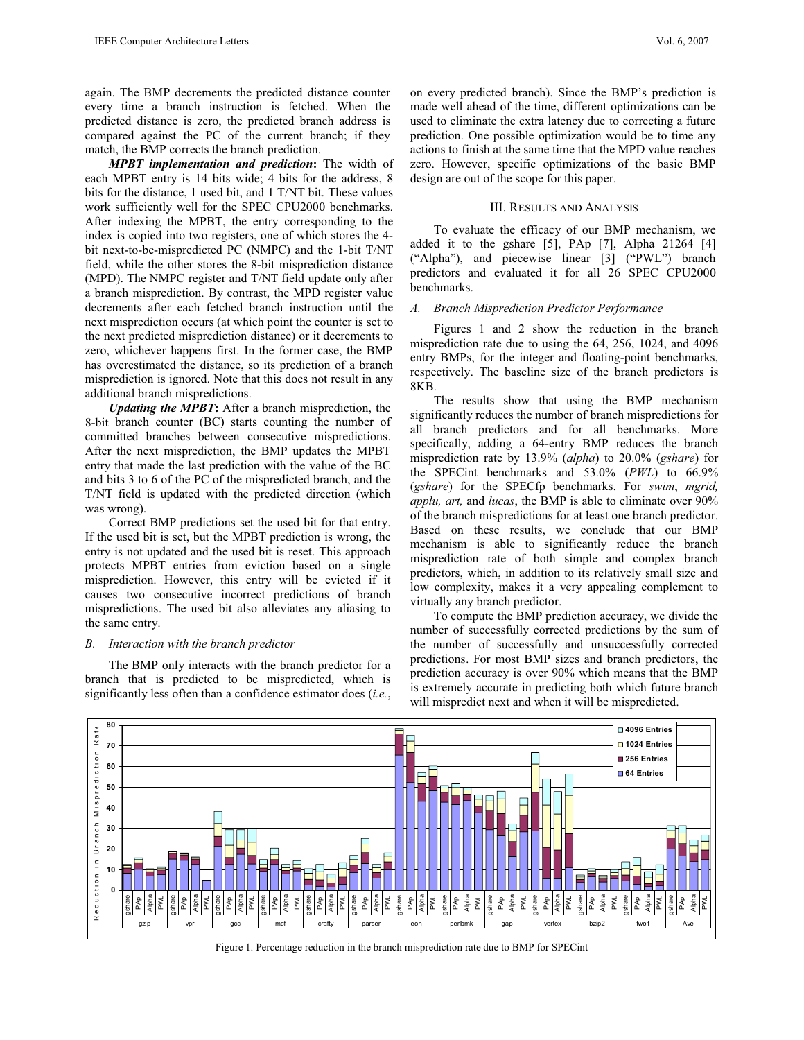again. The BMP decrements the predicted distance counter every time a branch instruction is fetched. When the predicted distance is zero, the predicted branch address is compared against the PC of the current branch; if they match, the BMP corrects the branch prediction.

***MPBT implementation and prediction*:** The width of each MPBT entry is 14 bits wide; 4 bits for the address, 8 bits for the distance, 1 used bit, and 1 T/NT bit. These values work sufficiently well for the SPEC CPU2000 benchmarks. After indexing the MPBT, the entry corresponding to the index is copied into two registers, one of which stores the 4-bit next-to-be-mispredicted PC (NMPC) and the 1-bit T/NT field, while the other stores the 8-bit misprediction distance (MPD). The NMPC register and T/NT field update only after a branch misprediction. By contrast, the MPD register value decrements after each fetched branch instruction until the next misprediction occurs (at which point the counter is set to the next predicted misprediction distance) or it decrements to zero, whichever happens first. In the former case, the BMP has overestimated the distance, so its prediction of a branch misprediction is ignored. Note that this does not result in any additional branch mispredictions.

***Updating the MPBT*:** After a branch misprediction, the 8-bit branch counter (BC) starts counting the number of committed branches between consecutive mispredictions. After the next misprediction, the BMP updates the MPBT entry that made the last prediction with the value of the BC and bits 3 to 6 of the PC of the mispredicted branch, and the T/NT field is updated with the predicted direction (which was wrong).

Correct BMP predictions set the used bit for that entry. If the used bit is set, but the MPBT prediction is wrong, the entry is not updated and the used bit is reset. This approach protects MPBT entries from eviction based on a single misprediction. However, this entry will be evicted if it causes two consecutive incorrect predictions of branch mispredictions. The used bit also alleviates any aliasing to the same entry.

### *B. Interaction with the branch predictor*

The BMP only interacts with the branch predictor for a branch that is predicted to be mispredicted, which is significantly less often than a confidence estimator does (*i.e.*, on every predicted branch). Since the BMP's prediction is made well ahead of the time, different optimizations can be used to eliminate the extra latency due to correcting a future prediction. One possible optimization would be to time any actions to finish at the same time that the MPD value reaches zero. However, specific optimizations of the basic BMP design are out of the scope for this paper.

## III. Results and Analysis

To evaluate the efficacy of our BMP mechanism, we added it to the gshare [5], PAp [7], Alpha 21264 [4] ("Alpha"), and piecewise linear [3] ("PWL") branch predictors and evaluated it for all 26 SPEC CPU2000 benchmarks.

### *A. Branch Misprediction Predictor Performance*

Figures 1 and 2 show the reduction in the branch misprediction rate due to using the 64, 256, 1024, and 4096 entry BMPs, for the integer and floating-point benchmarks, respectively. The baseline size of the branch predictors is 8KB.

The results show that using the BMP mechanism significantly reduces the number of branch mispredictions for all branch predictors and for all benchmarks. More specifically, adding a 64-entry BMP reduces the branch misprediction rate by 13.9% (*alpha*) to 20.0% (*gshare*) for the SPECint benchmarks and 53.0% (*PWL*) to 66.9% (*gshare*) for the SPECfp benchmarks. For *swim*, *mgrid, applu, art,* and *lucas*, the BMP is able to eliminate over 90% of the branch mispredictions for at least one branch predictor. Based on these results, we conclude that our BMP mechanism is able to significantly reduce the branch misprediction rate of both simple and complex branch predictors, which, in addition to its relatively small size and low complexity, makes it a very appealing complement to virtually any branch predictor.

To compute the BMP prediction accuracy, we divide the number of successfully corrected predictions by the sum of the number of successfully and unsuccessfully corrected predictions. For most BMP sizes and branch predictors, the prediction accuracy is over 90% which means that the BMP is extremely accurate in predicting both which future branch will mispredict next and when it will be mispredicted.

Figure 1. Percentage reduction in the branch misprediction rate due to BMP for SPECint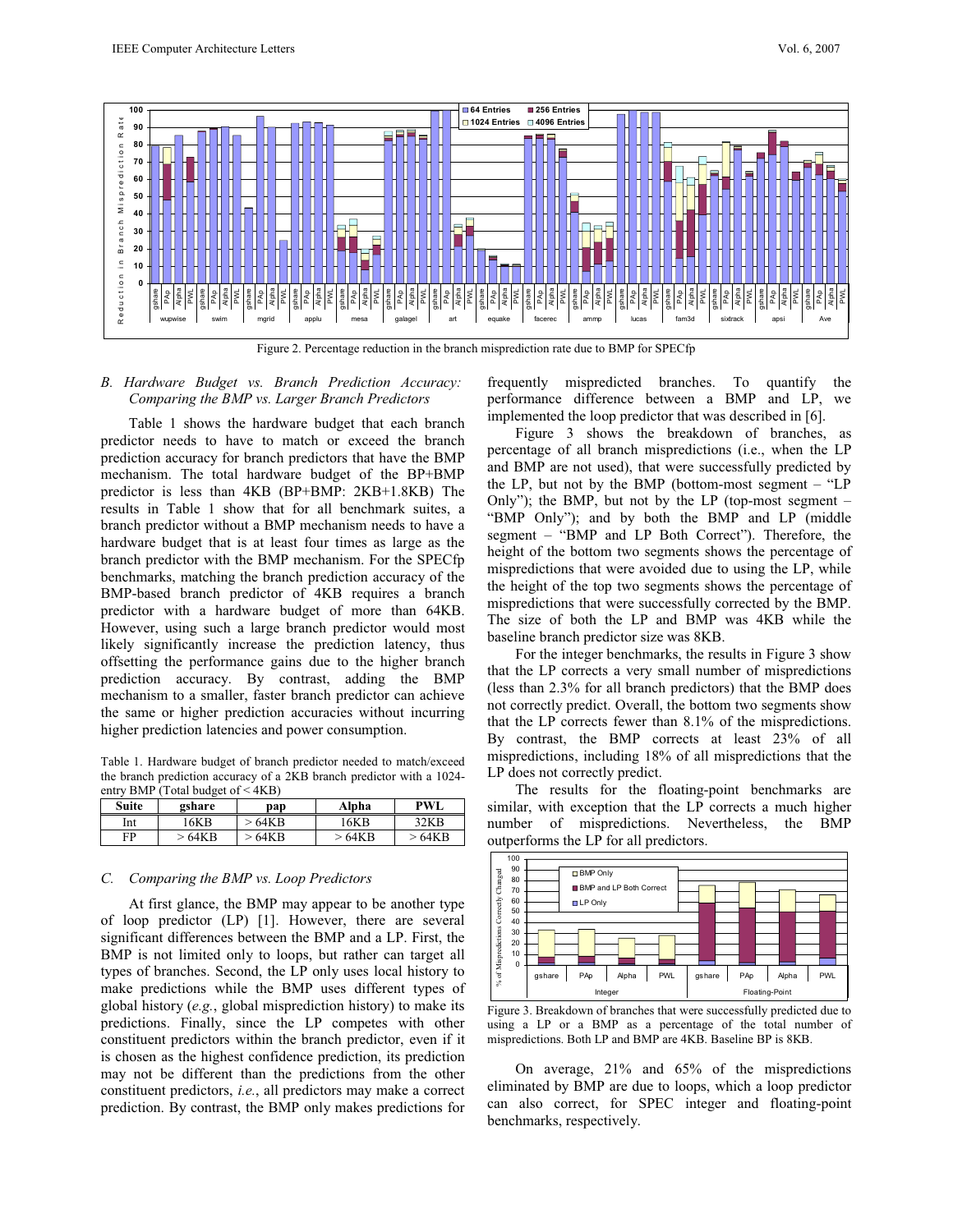Figure 2. Percentage reduction in the branch misprediction rate due to BMP for SPECfp

### *B. Hardware Budget vs. Branch Prediction Accuracy: Comparing the BMP vs. Larger Branch Predictors*

Table 1 shows the hardware budget that each branch predictor needs to have to match or exceed the branch prediction accuracy for branch predictors that have the BMP mechanism. The total hardware budget of the BP+BMP predictor is less than 4KB (BP+BMP: 2KB+1.8KB) The results in Table 1 show that for all benchmark suites, a branch predictor without a BMP mechanism needs to have a hardware budget that is at least four times as large as the branch predictor with the BMP mechanism. For the SPECfp benchmarks, matching the branch prediction accuracy of the BMP-based branch predictor of 4KB requires a branch predictor with a hardware budget of more than 64KB. However, using such a large branch predictor would most likely significantly increase the prediction latency, thus offsetting the performance gains due to the higher branch prediction accuracy. By contrast, adding the BMP mechanism to a smaller, faster branch predictor can achieve the same or higher prediction accuracies without incurring higher prediction latencies and power consumption.

Table 1. Hardware budget of branch predictor needed to match/exceed the branch prediction accuracy of a 2KB branch predictor with a 1024-entry BMP (Total budget of < 4KB)

| Suite | gshare | pap | Alpha | PWL |
|---|---|---|---|---|
| Int | 16KB | > 64KB | 16KB | 32KB |
| FP | > 64KB | > 64KB | > 64KB | > 64KB |

### *C. Comparing the BMP vs. Loop Predictors*

At first glance, the BMP may appear to be another type of loop predictor (LP) [1]. However, there are several significant differences between the BMP and a LP. First, the BMP is not limited only to loops, but rather can target all types of branches. Second, the LP only uses local history to make predictions while the BMP uses different types of global history (*e.g.*, global misprediction history) to make its predictions. Finally, since the LP competes with other constituent predictors within the branch predictor, even if it is chosen as the highest confidence prediction, its prediction may not be different than the predictions from the other constituent predictors, *i.e.*, all predictors may make a correct prediction. By contrast, the BMP only makes predictions for frequently mispredicted branches. To quantify the performance difference between a BMP and LP, we implemented the loop predictor that was described in [6].

Figure 3 shows the breakdown of branches, as percentage of all branch mispredictions (i.e., when the LP and BMP are not used), that were successfully predicted by the LP, but not by the BMP (bottom-most segment – "LP Only"); the BMP, but not by the LP (top-most segment – "BMP Only"); and by both the BMP and LP (middle segment – "BMP and LP Both Correct"). Therefore, the height of the bottom two segments shows the percentage of mispredictions that were avoided due to using the LP, while the height of the top two segments shows the percentage of mispredictions that were successfully corrected by the BMP. The size of both the LP and BMP was 4KB while the baseline branch predictor size was 8KB.

For the integer benchmarks, the results in Figure 3 show that the LP corrects a very small number of mispredictions (less than 2.3% for all branch predictors) that the BMP does not correctly predict. Overall, the bottom two segments show that the LP corrects fewer than 8.1% of the mispredictions. By contrast, the BMP corrects at least 23% of all mispredictions, including 18% of all mispredictions that the LP does not correctly predict.

The results for the floating-point benchmarks are similar, with exception that the LP corrects a much higher number of mispredictions. Nevertheless, the BMP outperforms the LP for all predictors.

Figure 3. Breakdown of branches that were successfully predicted due to using a LP or a BMP as a percentage of the total number of mispredictions. Both LP and BMP are 4KB. Baseline BP is 8KB.

On average, 21% and 65% of the mispredictions eliminated by BMP are due to loops, which a loop predictor can also correct, for SPEC integer and floating-point benchmarks, respectively.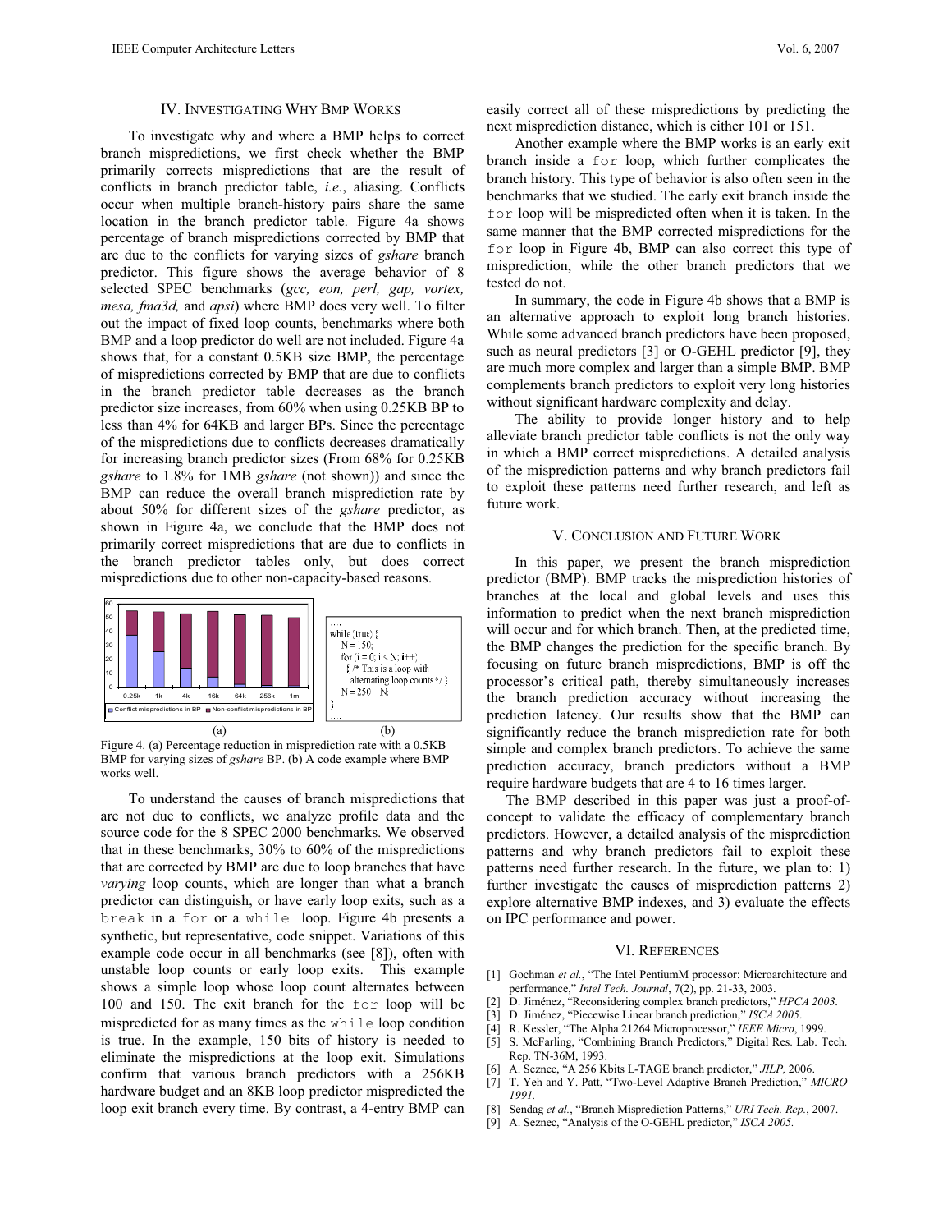## IV. Investigating Why BMP Works

To investigate why and where a BMP helps to correct branch mispredictions, we first check whether the BMP primarily corrects mispredictions that are the result of conflicts in branch predictor table, *i.e.*, aliasing. Conflicts occur when multiple branch-history pairs share the same location in the branch predictor table. Figure 4a shows percentage of branch mispredictions corrected by BMP that are due to the conflicts for varying sizes of *gshare* branch predictor. This figure shows the average behavior of 8 selected SPEC benchmarks (*gcc, eon, perl, gap, vortex, mesa, fma3d,* and *apsi*) where BMP does very well. To filter out the impact of fixed loop counts, benchmarks where both BMP and a loop predictor do well are not included. Figure 4a shows that, for a constant 0.5KB size BMP, the percentage of mispredictions corrected by BMP that are due to conflicts in the branch predictor table decreases as the branch predictor size increases, from 60% when using 0.25KB BP to less than 4% for 64KB and larger BPs. Since the percentage of the mispredictions due to conflicts decreases dramatically for increasing branch predictor sizes (From 68% for 0.25KB *gshare* to 1.8% for 1MB *gshare* (not shown)) and since the BMP can reduce the overall branch misprediction rate by about 50% for different sizes of the *gshare* predictor, as shown in Figure 4a, we conclude that the BMP does not primarily correct mispredictions that are due to conflicts in the branch predictor tables only, but does correct mispredictions due to other non-capacity-based reasons.

60
50
40
30
20
10
0
0.25k 1k 4k 16k 64k 256k 1m
Conflict mispredictions in BP
Non-conflict mispredictions in BP

(a)

```
....
while (true) {
  N = 150;
  for (i = 0; i < N; i++)
   { /* This is a loop with
     alternating loop counts */ }
  N = 250 – N;
}
....
```

(b)

Figure 4. (a) Percentage reduction in misprediction rate with a 0.5KB BMP for varying sizes of *gshare* BP. (b) A code example where BMP works well.

To understand the causes of branch mispredictions that are not due to conflicts, we analyze profile data and the source code for the 8 SPEC 2000 benchmarks. We observed that in these benchmarks, 30% to 60% of the mispredictions that are corrected by BMP are due to loop branches that have *varying* loop counts, which are longer than what a branch predictor can distinguish, or have early loop exits, such as a `break` in a `for` or a `while` loop. Figure 4b presents a synthetic, but representative, code snippet. Variations of this example code occur in all benchmarks (see [8]), often with unstable loop counts or early loop exits. This example shows a simple loop whose loop count alternates between 100 and 150. The exit branch for the `for` loop will be mispredicted for as many times as the `while` loop condition is true. In the example, 150 bits of history is needed to eliminate the mispredictions at the loop exit. Simulations confirm that various branch predictors with a 256KB hardware budget and an 8KB loop predictor mispredicted the loop exit branch every time. By contrast, a 4-entry BMP can easily correct all of these mispredictions by predicting the next misprediction distance, which is either 101 or 151.

Another example where the BMP works is an early exit branch inside a `for` loop, which further complicates the branch history. This type of behavior is also often seen in the benchmarks that we studied. The early exit branch inside the `for` loop will be mispredicted often when it is taken. In the same manner that the BMP corrected mispredictions for the `for` loop in Figure 4b, BMP can also correct this type of misprediction, while the other branch predictors that we tested do not.

In summary, the code in Figure 4b shows that a BMP is an alternative approach to exploit long branch histories. While some advanced branch predictors have been proposed, such as neural predictors [3] or O-GEHL predictor [9], they are much more complex and larger than a simple BMP. BMP complements branch predictors to exploit very long histories without significant hardware complexity and delay.

The ability to provide longer history and to help alleviate branch predictor table conflicts is not the only way in which a BMP correct mispredictions. A detailed analysis of the misprediction patterns and why branch predictors fail to exploit these patterns need further research, and left as future work.

## V. Conclusion and Future Work

In this paper, we present the branch misprediction predictor (BMP). BMP tracks the misprediction histories of branches at the local and global levels and uses this information to predict when the next branch misprediction will occur and for which branch. Then, at the predicted time, the BMP changes the prediction for the specific branch. By focusing on future branch mispredictions, BMP is off the processor's critical path, thereby simultaneously increases the branch prediction accuracy without increasing the prediction latency. Our results show that the BMP can significantly reduce the branch misprediction rate for both simple and complex branch predictors. To achieve the same prediction accuracy, branch predictors without a BMP require hardware budgets that are 4 to 16 times larger.

The BMP described in this paper was just a proof-of-concept to validate the efficacy of complementary branch predictors. However, a detailed analysis of the misprediction patterns and why branch predictors fail to exploit these patterns need further research. In the future, we plan to: 1) further investigate the causes of misprediction patterns 2) explore alternative BMP indexes, and 3) evaluate the effects on IPC performance and power.

## VI. References

- [1] Gochman *et al.*, "The Intel PentiumM processor: Microarchitecture and performance," *Intel Tech. Journal*, 7(2), pp. 21-33, 2003.
- [2] D. Jiménez, "Reconsidering complex branch predictors," *HPCA 2003*.
- [3] D. Jiménez, "Piecewise Linear branch prediction," *ISCA 2005*.
- [4] R. Kessler, "The Alpha 21264 Microprocessor," *IEEE Micro*, 1999.
- [5] S. McFarling, "Combining Branch Predictors," Digital Res. Lab. Tech. Rep. TN-36M, 1993.
- [6] A. Seznec, "A 256 Kbits L-TAGE branch predictor," *JILP,* 2006.
- [7] T. Yeh and Y. Patt, "Two-Level Adaptive Branch Prediction," *MICRO 1991.*
- [8] Sendag *et al.*, "Branch Misprediction Patterns," *URI Tech. Rep.*, 2007.
- [9] A. Seznec, "Analysis of the O-GEHL predictor," *ISCA 2005.*